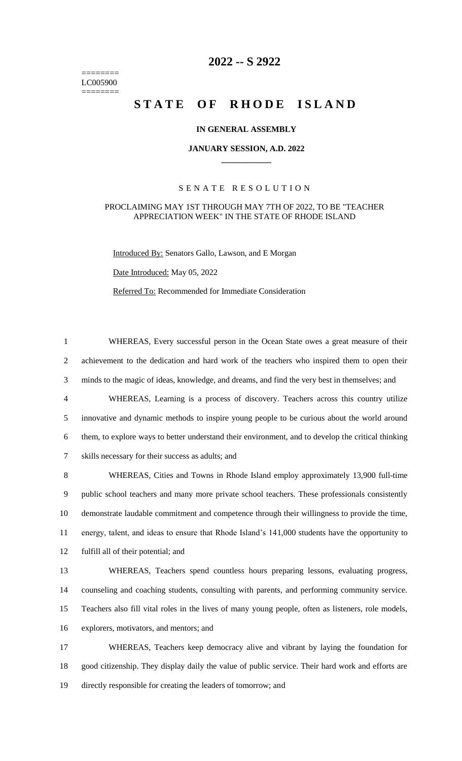# 2022 -- S 2922

========
LC005900
========

# STATE OF RHODE ISLAND

### IN GENERAL ASSEMBLY

### JANUARY SESSION, A.D. 2022

## SENATE RESOLUTION

PROCLAIMING MAY 1ST THROUGH MAY 7TH OF 2022, TO BE "TEACHER APPRECIATION WEEK" IN THE STATE OF RHODE ISLAND

Introduced By: Senators Gallo, Lawson, and E Morgan

Date Introduced: May 05, 2022

Referred To: Recommended for Immediate Consideration

1 WHEREAS, Every successful person in the Ocean State owes a great measure of their
2 achievement to the dedication and hard work of the teachers who inspired them to open their
3 minds to the magic of ideas, knowledge, and dreams, and find the very best in themselves; and

4 WHEREAS, Learning is a process of discovery. Teachers across this country utilize
5 innovative and dynamic methods to inspire young people to be curious about the world around
6 them, to explore ways to better understand their environment, and to develop the critical thinking
7 skills necessary for their success as adults; and

8 WHEREAS, Cities and Towns in Rhode Island employ approximately 13,900 full-time
9 public school teachers and many more private school teachers. These professionals consistently
10 demonstrate laudable commitment and competence through their willingness to provide the time,
11 energy, talent, and ideas to ensure that Rhode Island's 141,000 students have the opportunity to
12 fulfill all of their potential; and

13 WHEREAS, Teachers spend countless hours preparing lessons, evaluating progress,
14 counseling and coaching students, consulting with parents, and performing community service.
15 Teachers also fill vital roles in the lives of many young people, often as listeners, role models,
16 explorers, motivators, and mentors; and

17 WHEREAS, Teachers keep democracy alive and vibrant by laying the foundation for
18 good citizenship. They display daily the value of public service. Their hard work and efforts are
19 directly responsible for creating the leaders of tomorrow; and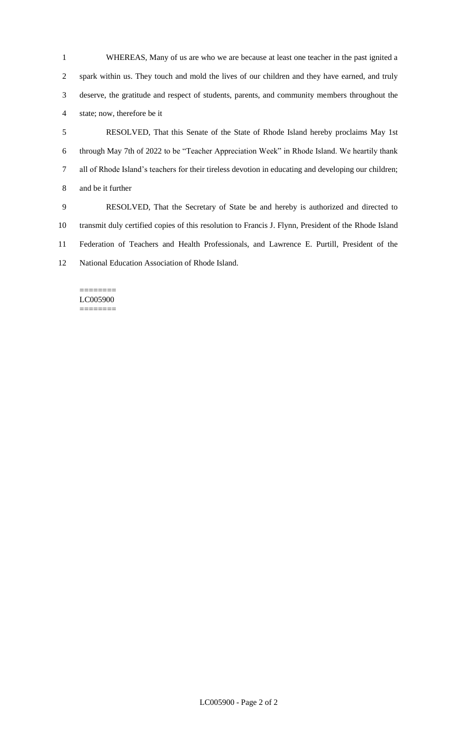WHEREAS, Many of us are who we are because at least one teacher in the past ignited a spark within us. They touch and mold the lives of our children and they have earned, and truly deserve, the gratitude and respect of students, parents, and community members throughout the state; now, therefore be it

RESOLVED, That this Senate of the State of Rhode Island hereby proclaims May 1st through May 7th of 2022 to be "Teacher Appreciation Week" in Rhode Island. We heartily thank all of Rhode Island's teachers for their tireless devotion in educating and developing our children; and be it further

RESOLVED, That the Secretary of State be and hereby is authorized and directed to transmit duly certified copies of this resolution to Francis J. Flynn, President of the Rhode Island Federation of Teachers and Health Professionals, and Lawrence E. Purtill, President of the National Education Association of Rhode Island.

========
LC005900
========